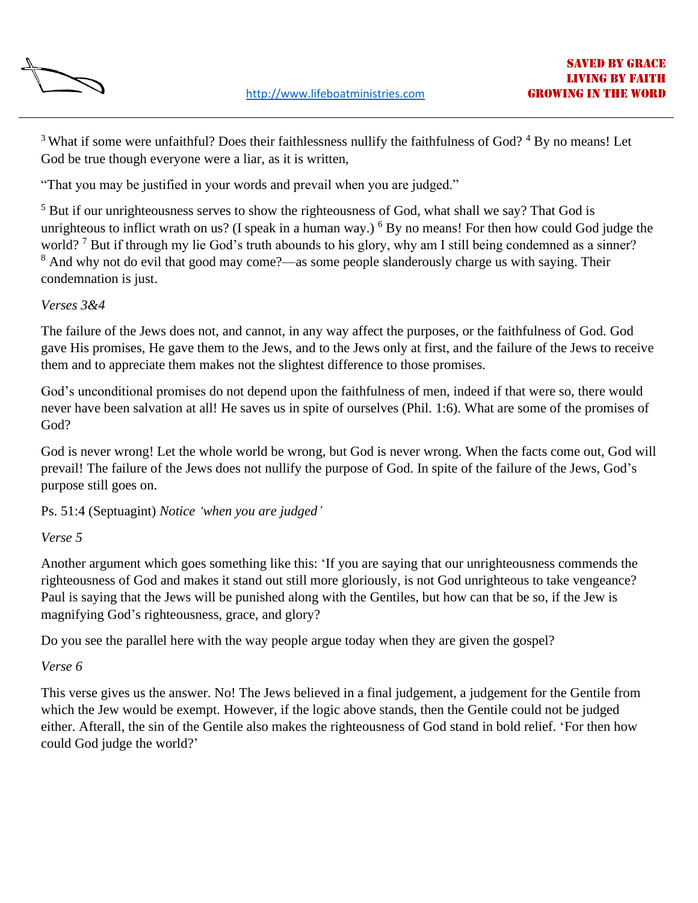[3] What if some were unfaithful? Does their faithlessness nullify the faithfulness of God? [4] By no means! Let God be true though everyone were a liar, as it is written,

"That you may be justified in your words and prevail when you are judged."

[5] But if our unrighteousness serves to show the righteousness of God, what shall we say? That God is unrighteous to inflict wrath on us? (I speak in a human way.) [6] By no means! For then how could God judge the world? [7] But if through my lie God's truth abounds to his glory, why am I still being condemned as a sinner? [8] And why not do evil that good may come?—as some people slanderously charge us with saying. Their condemnation is just.

*Verses 3&4*

The failure of the Jews does not, and cannot, in any way affect the purposes, or the faithfulness of God. God gave His promises, He gave them to the Jews, and to the Jews only at first, and the failure of the Jews to receive them and to appreciate them makes not the slightest difference to those promises.

God's unconditional promises do not depend upon the faithfulness of men, indeed if that were so, there would never have been salvation at all! He saves us in spite of ourselves (Phil. 1:6). What are some of the promises of God?

God is never wrong! Let the whole world be wrong, but God is never wrong. When the facts come out, God will prevail! The failure of the Jews does not nullify the purpose of God. In spite of the failure of the Jews, God's purpose still goes on.

Ps. 51:4 (Septuagint) *Notice 'when you are judged'*

*Verse 5*

Another argument which goes something like this: 'If you are saying that our unrighteousness commends the righteousness of God and makes it stand out still more gloriously, is not God unrighteous to take vengeance? Paul is saying that the Jews will be punished along with the Gentiles, but how can that be so, if the Jew is magnifying God's righteousness, grace, and glory?

Do you see the parallel here with the way people argue today when they are given the gospel?

*Verse 6*

This verse gives us the answer. No! The Jews believed in a final judgement, a judgement for the Gentile from which the Jew would be exempt. However, if the logic above stands, then the Gentile could not be judged either. Afterall, the sin of the Gentile also makes the righteousness of God stand in bold relief. 'For then how could God judge the world?'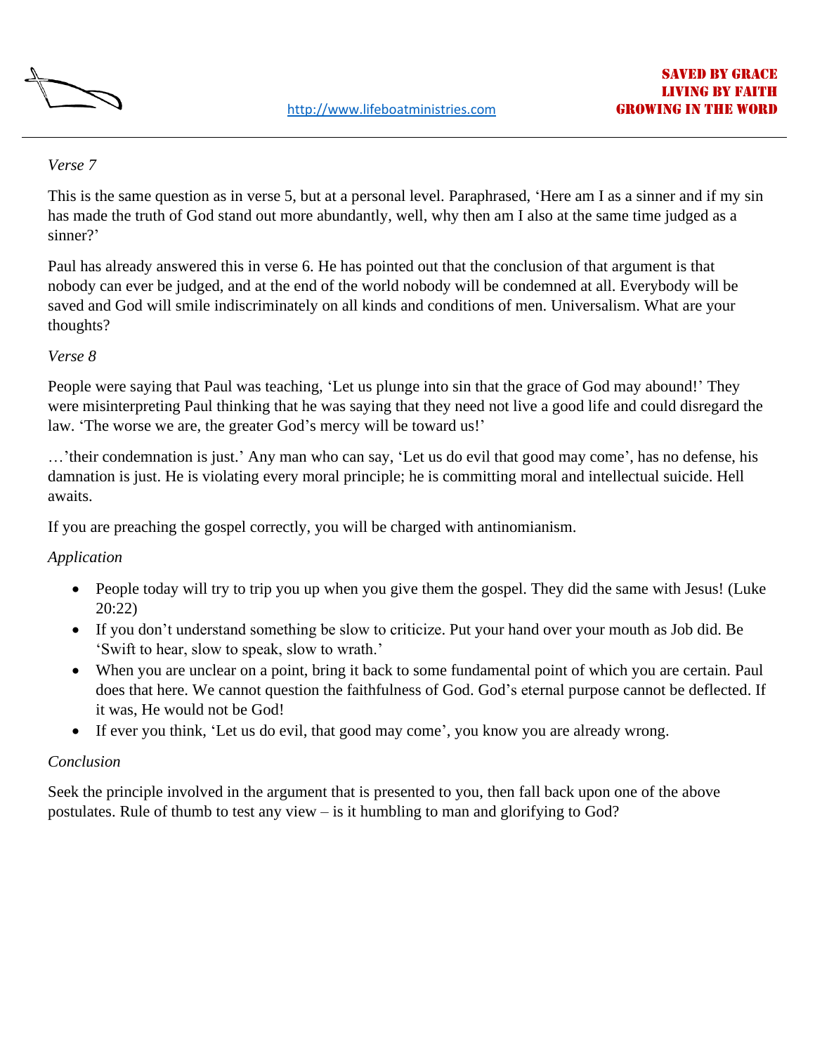*Verse 7*

This is the same question as in verse 5, but at a personal level. Paraphrased, 'Here am I as a sinner and if my sin has made the truth of God stand out more abundantly, well, why then am I also at the same time judged as a sinner?'

Paul has already answered this in verse 6. He has pointed out that the conclusion of that argument is that nobody can ever be judged, and at the end of the world nobody will be condemned at all. Everybody will be saved and God will smile indiscriminately on all kinds and conditions of men. Universalism. What are your thoughts?

*Verse 8*

People were saying that Paul was teaching, 'Let us plunge into sin that the grace of God may abound!' They were misinterpreting Paul thinking that he was saying that they need not live a good life and could disregard the law. 'The worse we are, the greater God's mercy will be toward us!'

…'their condemnation is just.' Any man who can say, 'Let us do evil that good may come', has no defense, his damnation is just. He is violating every moral principle; he is committing moral and intellectual suicide. Hell awaits.

If you are preaching the gospel correctly, you will be charged with antinomianism.

*Application*

- People today will try to trip you up when you give them the gospel. They did the same with Jesus! (Luke 20:22)
- If you don't understand something be slow to criticize. Put your hand over your mouth as Job did. Be 'Swift to hear, slow to speak, slow to wrath.'
- When you are unclear on a point, bring it back to some fundamental point of which you are certain. Paul does that here. We cannot question the faithfulness of God. God's eternal purpose cannot be deflected. If it was, He would not be God!
- If ever you think, 'Let us do evil, that good may come', you know you are already wrong.

*Conclusion*

Seek the principle involved in the argument that is presented to you, then fall back upon one of the above postulates. Rule of thumb to test any view – is it humbling to man and glorifying to God?